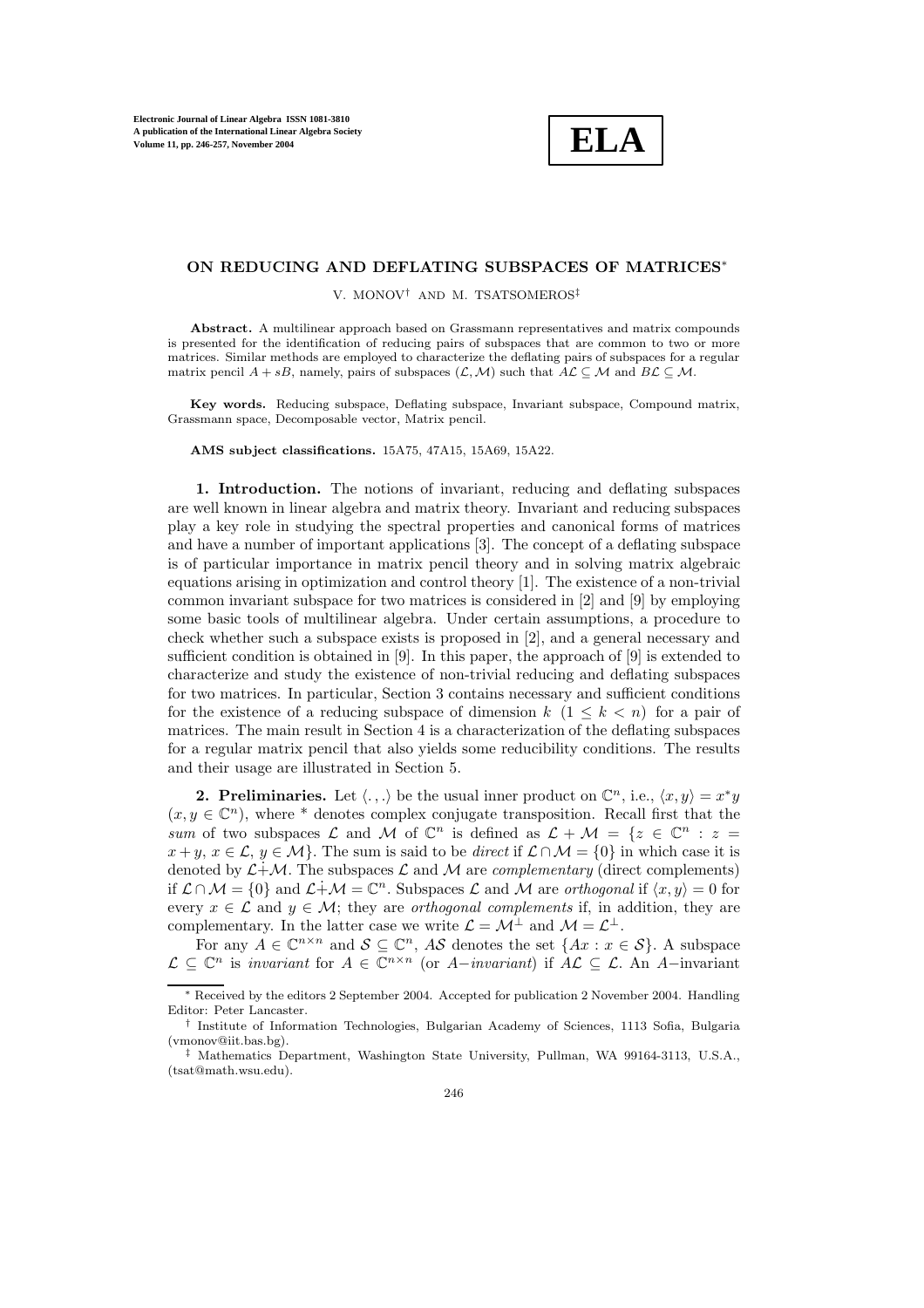# ON REDUCING AND DEFLATING SUBSPACES OF MATRICES*

V. MONOV† AND M. TSATSOMEROS‡

**Abstract.** A multilinear approach based on Grassmann representatives and matrix compounds is presented for the identification of reducing pairs of subspaces that are common to two or more matrices. Similar methods are employed to characterize the deflating pairs of subspaces for a regular matrix pencil $A + sB$, namely, pairs of subspaces $(\mathcal{L}, \mathcal{M})$ such that $A\mathcal{L} \subseteq \mathcal{M}$ and $B\mathcal{L} \subseteq \mathcal{M}$.

**Key words.** Reducing subspace, Deflating subspace, Invariant subspace, Compound matrix, Grassmann space, Decomposable vector, Matrix pencil.

**AMS subject classifications.** 15A75, 47A15, 15A69, 15A22.

**1. Introduction.** The notions of invariant, reducing and deflating subspaces are well known in linear algebra and matrix theory. Invariant and reducing subspaces play a key role in studying the spectral properties and canonical forms of matrices and have a number of important applications [3]. The concept of a deflating subspace is of particular importance in matrix pencil theory and in solving matrix algebraic equations arising in optimization and control theory [1]. The existence of a non-trivial common invariant subspace for two matrices is considered in [2] and [9] by employing some basic tools of multilinear algebra. Under certain assumptions, a procedure to check whether such a subspace exists is proposed in [2], and a general necessary and sufficient condition is obtained in [9]. In this paper, the approach of [9] is extended to characterize and study the existence of non-trivial reducing and deflating subspaces for two matrices. In particular, Section 3 contains necessary and sufficient conditions for the existence of a reducing subspace of dimension $k$ $(1 \leq k < n)$ for a pair of matrices. The main result in Section 4 is a characterization of the deflating subspaces for a regular matrix pencil that also yields some reducibility conditions. The results and their usage are illustrated in Section 5.

**2. Preliminaries.** Let $\langle .,. \rangle$ be the usual inner product on $\mathbb{C}^n$, i.e., $\langle x, y \rangle = x^* y$ $(x, y \in \mathbb{C}^n)$, where $*$ denotes complex conjugate transposition. Recall first that the *sum* of two subspaces $\mathcal{L}$ and $\mathcal{M}$ of $\mathbb{C}^n$ is defined as $\mathcal{L} + \mathcal{M} = \{z \in \mathbb{C}^n : z = x + y,\, x \in \mathcal{L},\, y \in \mathcal{M}\}$. The sum is said to be *direct* if $\mathcal{L} \cap \mathcal{M} = \{0\}$ in which case it is denoted by $\mathcal{L} \dot{+} \mathcal{M}$. The subspaces $\mathcal{L}$ and $\mathcal{M}$ are *complementary* (direct complements) if $\mathcal{L} \cap \mathcal{M} = \{0\}$ and $\mathcal{L} \dot{+} \mathcal{M} = \mathbb{C}^n$. Subspaces $\mathcal{L}$ and $\mathcal{M}$ are *orthogonal* if $\langle x, y \rangle = 0$ for every $x \in \mathcal{L}$ and $y \in \mathcal{M}$; they are *orthogonal complements* if, in addition, they are complementary. In the latter case we write $\mathcal{L} = \mathcal{M}^\perp$ and $\mathcal{M} = \mathcal{L}^\perp$.

For any $A \in \mathbb{C}^{n \times n}$ and $\mathcal{S} \subseteq \mathbb{C}^n$, $A\mathcal{S}$ denotes the set $\{Ax : x \in \mathcal{S}\}$. A subspace $\mathcal{L} \subseteq \mathbb{C}^n$ is *invariant* for $A \in \mathbb{C}^{n \times n}$ (or $A-$*invariant*) if $A\mathcal{L} \subseteq \mathcal{L}$. An $A-$invariant

---

\* Received by the editors 2 September 2004. Accepted for publication 2 November 2004. Handling Editor: Peter Lancaster.

† Institute of Information Technologies, Bulgarian Academy of Sciences, 1113 Sofia, Bulgaria (vmonov@iit.bas.bg).

‡ Mathematics Department, Washington State University, Pullman, WA 99164-3113, U.S.A., (tsat@math.wsu.edu).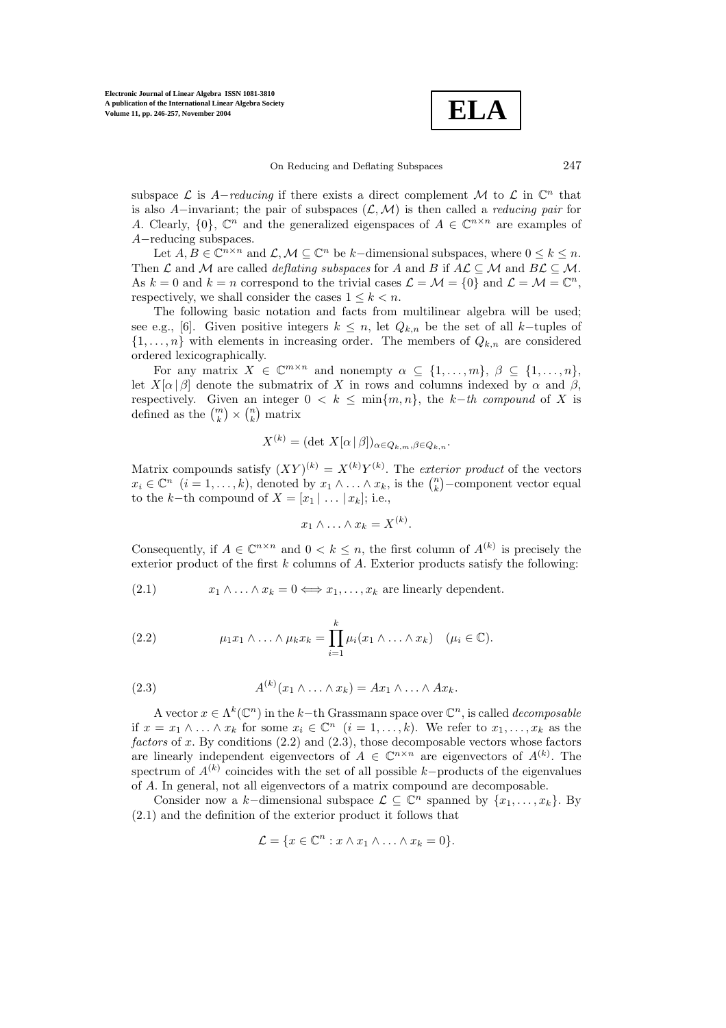subspace $\mathcal{L}$ is $A-$*reducing* if there exists a direct complement $\mathcal{M}$ to $\mathcal{L}$ in $\mathbb{C}^n$ that is also $A-$invariant; the pair of subspaces $(\mathcal{L}, \mathcal{M})$ is then called a *reducing pair* for $A$. Clearly, $\{0\}$, $\mathbb{C}^n$ and the generalized eigenspaces of $A \in \mathbb{C}^{n\times n}$ are examples of $A-$reducing subspaces.

Let $A, B \in \mathbb{C}^{n\times n}$ and $\mathcal{L}, \mathcal{M} \subseteq \mathbb{C}^n$ be $k-$dimensional subspaces, where $0 \le k \le n$. Then $\mathcal{L}$ and $\mathcal{M}$ are called *deflating subspaces* for $A$ and $B$ if $A\mathcal{L} \subseteq \mathcal{M}$ and $B\mathcal{L} \subseteq \mathcal{M}$. As $k = 0$ and $k = n$ correspond to the trivial cases $\mathcal{L} = \mathcal{M} = \{0\}$ and $\mathcal{L} = \mathcal{M} = \mathbb{C}^n$, respectively, we shall consider the cases $1 \le k < n$.

The following basic notation and facts from multilinear algebra will be used; see e.g., [6]. Given positive integers $k \le n$, let $Q_{k,n}$ be the set of all $k-$tuples of $\{1, \ldots, n\}$ with elements in increasing order. The members of $Q_{k,n}$ are considered ordered lexicographically.

For any matrix $X \in \mathbb{C}^{m\times n}$ and nonempty $\alpha \subseteq \{1, \ldots, m\}$, $\beta \subseteq \{1, \ldots, n\}$, let $X[\alpha\,|\,\beta]$ denote the submatrix of $X$ in rows and columns indexed by $\alpha$ and $\beta$, respectively. Given an integer $0 < k \le \min\{m, n\}$, the $k-th$ *compound* of $X$ is defined as the $\binom{m}{k} \times \binom{n}{k}$ matrix

$$X^{(k)} = (\det X[\alpha\,|\,\beta])_{\alpha\in Q_{k,m},\beta\in Q_{k,n}}.$$

Matrix compounds satisfy $(XY)^{(k)} = X^{(k)}Y^{(k)}$. The *exterior product* of the vectors $x_i \in \mathbb{C}^n$ $(i = 1, \ldots, k)$, denoted by $x_1 \wedge \ldots \wedge x_k$, is the $\binom{n}{k}-$component vector equal to the $k-$th compound of $X = [x_1 \,|\, \ldots \,|\, x_k]$; i.e.,

$$x_1 \wedge \ldots \wedge x_k = X^{(k)}.$$

Consequently, if $A \in \mathbb{C}^{n\times n}$ and $0 < k \le n$, the first column of $A^{(k)}$ is precisely the exterior product of the first $k$ columns of $A$. Exterior products satisfy the following:

$$x_1 \wedge \ldots \wedge x_k = 0 \iff x_1, \ldots, x_k \text{ are linearly dependent.} \tag{2.1}$$

$$\mu_1 x_1 \wedge \ldots \wedge \mu_k x_k = \prod_{i=1}^{k} \mu_i (x_1 \wedge \ldots \wedge x_k) \quad (\mu_i \in \mathbb{C}). \tag{2.2}$$

$$A^{(k)}(x_1 \wedge \ldots \wedge x_k) = Ax_1 \wedge \ldots \wedge Ax_k. \tag{2.3}$$

A vector $x \in \Lambda^k(\mathbb{C}^n)$ in the $k-$th Grassmann space over $\mathbb{C}^n$, is called *decomposable* if $x = x_1 \wedge \ldots \wedge x_k$ for some $x_i \in \mathbb{C}^n$ $(i = 1, \ldots, k)$. We refer to $x_1, \ldots, x_k$ as the *factors* of $x$. By conditions (2.2) and (2.3), those decomposable vectors whose factors are linearly independent eigenvectors of $A \in \mathbb{C}^{n\times n}$ are eigenvectors of $A^{(k)}$. The spectrum of $A^{(k)}$ coincides with the set of all possible $k-$products of the eigenvalues of $A$. In general, not all eigenvectors of a matrix compound are decomposable.

Consider now a $k-$dimensional subspace $\mathcal{L} \subseteq \mathbb{C}^n$ spanned by $\{x_1, \ldots, x_k\}$. By (2.1) and the definition of the exterior product it follows that

$$\mathcal{L} = \{x \in \mathbb{C}^n : x \wedge x_1 \wedge \ldots \wedge x_k = 0\}.$$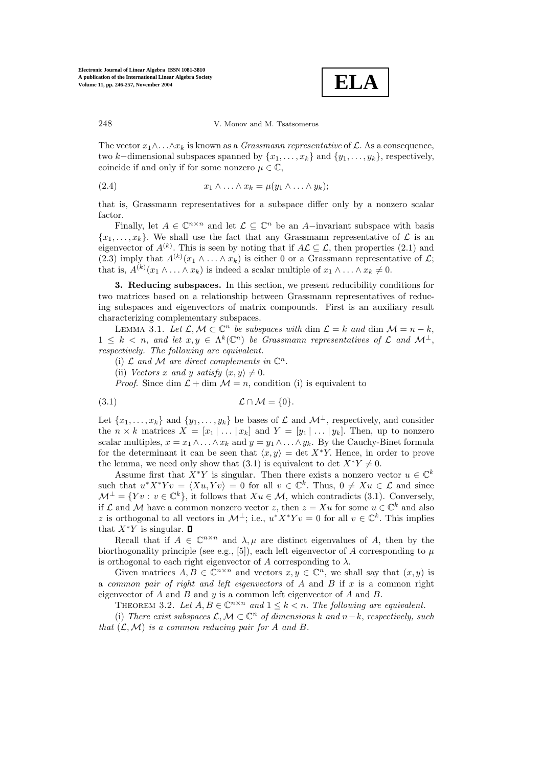The vector $x_1 \wedge \ldots \wedge x_k$ is known as a *Grassmann representative* of $\mathcal{L}$. As a consequence, two $k$−dimensional subspaces spanned by $\{x_1, \ldots, x_k\}$ and $\{y_1, \ldots, y_k\}$, respectively, coincide if and only if for some nonzero $\mu \in \mathbb{C}$,

$$x_1 \wedge \ldots \wedge x_k = \mu(y_1 \wedge \ldots \wedge y_k); \tag{2.4}$$

that is, Grassmann representatives for a subspace differ only by a nonzero scalar factor.

Finally, let $A \in \mathbb{C}^{n\times n}$ and let $\mathcal{L} \subseteq \mathbb{C}^n$ be an $A$−invariant subspace with basis $\{x_1, \ldots, x_k\}$. We shall use the fact that any Grassmann representative of $\mathcal{L}$ is an eigenvector of $A^{(k)}$. This is seen by noting that if $A\mathcal{L} \subseteq \mathcal{L}$, then properties (2.1) and (2.3) imply that $A^{(k)}(x_1 \wedge \ldots \wedge x_k)$ is either 0 or a Grassmann representative of $\mathcal{L}$; that is, $A^{(k)}(x_1 \wedge \ldots \wedge x_k)$ is indeed a scalar multiple of $x_1 \wedge \ldots \wedge x_k \neq 0$.

**3. Reducing subspaces.** In this section, we present reducibility conditions for two matrices based on a relationship between Grassmann representatives of reducing subspaces and eigenvectors of matrix compounds. First is an auxiliary result characterizing complementary subspaces.

LEMMA 3.1. *Let $\mathcal{L}, \mathcal{M} \subset \mathbb{C}^n$ be subspaces with* $\dim \mathcal{L} = k$ *and* $\dim \mathcal{M} = n - k$, $1 \leq k < n$, *and let $x, y \in \Lambda^k(\mathbb{C}^n)$ be Grassmann representatives of $\mathcal{L}$ and $\mathcal{M}^\perp$, respectively. The following are equivalent.*

(i) *$\mathcal{L}$ and $\mathcal{M}$ are direct complements in $\mathbb{C}^n$.*

(ii) *Vectors $x$ and $y$ satisfy $\langle x, y\rangle \neq 0$.*

*Proof.* Since $\dim \mathcal{L} + \dim \mathcal{M} = n$, condition (i) is equivalent to

$$\mathcal{L} \cap \mathcal{M} = \{0\}. \tag{3.1}$$

Let $\{x_1, \ldots, x_k\}$ and $\{y_1, \ldots, y_k\}$ be bases of $\mathcal{L}$ and $\mathcal{M}^\perp$, respectively, and consider the $n \times k$ matrices $X = [x_1 \,|\, \ldots \,|\, x_k]$ and $Y = [y_1 \,|\, \ldots \,|\, y_k]$. Then, up to nonzero scalar multiples, $x = x_1 \wedge \ldots \wedge x_k$ and $y = y_1 \wedge \ldots \wedge y_k$. By the Cauchy-Binet formula for the determinant it can be seen that $\langle x, y\rangle = \det X^*Y$. Hence, in order to prove the lemma, we need only show that (3.1) is equivalent to $\det X^*Y \neq 0$.

Assume first that $X^*Y$ is singular. Then there exists a nonzero vector $u \in \mathbb{C}^k$ such that $u^*X^*Yv = \langle Xu, Yv\rangle = 0$ for all $v \in \mathbb{C}^k$. Thus, $0 \neq Xu \in \mathcal{L}$ and since $\mathcal{M}^\perp = \{Yv : v \in \mathbb{C}^k\}$, it follows that $Xu \in \mathcal{M}$, which contradicts (3.1). Conversely, if $\mathcal{L}$ and $\mathcal{M}$ have a common nonzero vector $z$, then $z = Xu$ for some $u \in \mathbb{C}^k$ and also $z$ is orthogonal to all vectors in $\mathcal{M}^\perp$; i.e., $u^*X^*Yv = 0$ for all $v \in \mathbb{C}^k$. This implies that $X^*Y$ is singular. ∎

Recall that if $A \in \mathbb{C}^{n\times n}$ and $\lambda, \mu$ are distinct eigenvalues of $A$, then by the biorthogonality principle (see e.g., [5]), each left eigenvector of $A$ corresponding to $\mu$ is orthogonal to each right eigenvector of $A$ corresponding to $\lambda$.

Given matrices $A, B \in \mathbb{C}^{n\times n}$ and vectors $x, y \in \mathbb{C}^n$, we shall say that $(x, y)$ is a *common pair of right and left eigenvectors* of $A$ and $B$ if $x$ is a common right eigenvector of $A$ and $B$ and $y$ is a common left eigenvector of $A$ and $B$.

THEOREM 3.2. *Let $A, B \in \mathbb{C}^{n\times n}$ and $1 \leq k < n$. The following are equivalent.*

(i) *There exist subspaces $\mathcal{L}, \mathcal{M} \subset \mathbb{C}^n$ of dimensions $k$ and $n-k$, respectively, such that $(\mathcal{L}, \mathcal{M})$ is a common reducing pair for $A$ and $B$.*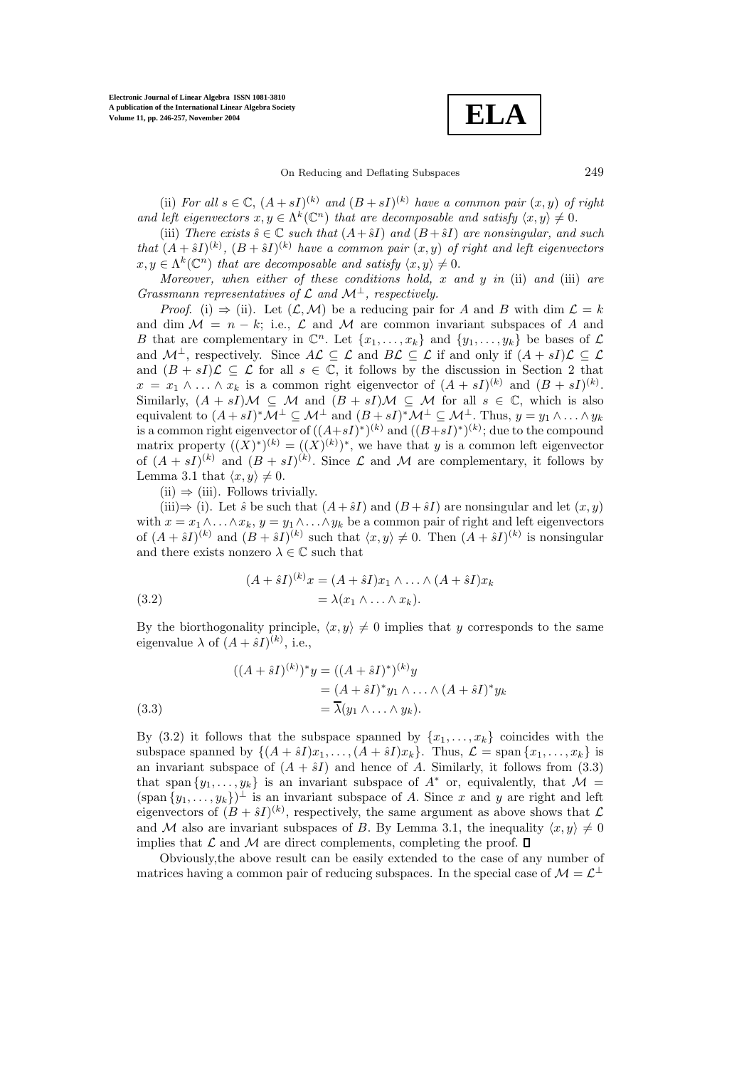(ii) *For all $s \in \mathbb{C}$, $(A+sI)^{(k)}$ and $(B+sI)^{(k)}$ have a common pair $(x, y)$ of right and left eigenvectors $x, y \in \Lambda^k(\mathbb{C}^n)$ that are decomposable and satisfy $\langle x, y\rangle \neq 0$.*

(iii) *There exists $\hat{s} \in \mathbb{C}$ such that $(A+\hat{s}I)$ and $(B+\hat{s}I)$ are nonsingular, and such that $(A+\hat{s}I)^{(k)}$, $(B+\hat{s}I)^{(k)}$ have a common pair $(x, y)$ of right and left eigenvectors $x, y \in \Lambda^k(\mathbb{C}^n)$ that are decomposable and satisfy $\langle x, y\rangle \neq 0$.*

*Moreover, when either of these conditions hold, $x$ and $y$ in* (ii) *and* (iii) *are Grassmann representatives of $\mathcal{L}$ and $\mathcal{M}^\perp$, respectively.*

*Proof.* (i) $\Rightarrow$ (ii). Let $(\mathcal{L}, \mathcal{M})$ be a reducing pair for $A$ and $B$ with $\dim \mathcal{L} = k$ and $\dim \mathcal{M} = n-k$; i.e., $\mathcal{L}$ and $\mathcal{M}$ are common invariant subspaces of $A$ and $B$ that are complementary in $\mathbb{C}^n$. Let $\{x_1, \ldots, x_k\}$ and $\{y_1, \ldots, y_k\}$ be bases of $\mathcal{L}$ and $\mathcal{M}^\perp$, respectively. Since $A\mathcal{L} \subseteq \mathcal{L}$ and $B\mathcal{L} \subseteq \mathcal{L}$ if and only if $(A+sI)\mathcal{L} \subseteq \mathcal{L}$ and $(B+sI)\mathcal{L} \subseteq \mathcal{L}$ for all $s \in \mathbb{C}$, it follows by the discussion in Section 2 that $x = x_1 \wedge \ldots \wedge x_k$ is a common right eigenvector of $(A+sI)^{(k)}$ and $(B+sI)^{(k)}$. Similarly, $(A+sI)\mathcal{M} \subseteq \mathcal{M}$ and $(B+sI)\mathcal{M} \subseteq \mathcal{M}$ for all $s \in \mathbb{C}$, which is also equivalent to $(A+sI)^*\mathcal{M}^\perp \subseteq \mathcal{M}^\perp$ and $(B+sI)^*\mathcal{M}^\perp \subseteq \mathcal{M}^\perp$. Thus, $y = y_1 \wedge \ldots \wedge y_k$ is a common right eigenvector of $((A+sI)^*)^{(k)}$ and $((B+sI)^*)^{(k)}$; due to the compound matrix property $((X)^*)^{(k)} = ((X)^{(k)})^*$, we have that $y$ is a common left eigenvector of $(A+sI)^{(k)}$ and $(B+sI)^{(k)}$. Since $\mathcal{L}$ and $\mathcal{M}$ are complementary, it follows by Lemma 3.1 that $\langle x, y\rangle \neq 0$.

(ii) $\Rightarrow$ (iii). Follows trivially.

(iii)$\Rightarrow$ (i). Let $\hat{s}$ be such that $(A+\hat{s}I)$ and $(B+\hat{s}I)$ are nonsingular and let $(x, y)$ with $x = x_1 \wedge \ldots \wedge x_k$, $y = y_1 \wedge \ldots \wedge y_k$ be a common pair of right and left eigenvectors of $(A+\hat{s}I)^{(k)}$ and $(B+\hat{s}I)^{(k)}$ such that $\langle x, y\rangle \neq 0$. Then $(A+\hat{s}I)^{(k)}$ is nonsingular and there exists nonzero $\lambda \in \mathbb{C}$ such that

$$
\begin{aligned}
(A+\hat{s}I)^{(k)}x &= (A+\hat{s}I)x_1 \wedge \ldots \wedge (A+\hat{s}I)x_k \\
&= \lambda(x_1 \wedge \ldots \wedge x_k).
\end{aligned}
\tag{3.2}
$$

By the biorthogonality principle, $\langle x, y\rangle \neq 0$ implies that $y$ corresponds to the same eigenvalue $\lambda$ of $(A+\hat{s}I)^{(k)}$, i.e.,

$$
\begin{aligned}
((A+\hat{s}I)^{(k)})^*y &= ((A+\hat{s}I)^*)^{(k)}y \\
&= (A+\hat{s}I)^*y_1 \wedge \ldots \wedge (A+\hat{s}I)^*y_k \\
&= \overline{\lambda}(y_1 \wedge \ldots \wedge y_k).
\end{aligned}
\tag{3.3}
$$

By (3.2) it follows that the subspace spanned by $\{x_1, \ldots, x_k\}$ coincides with the subspace spanned by $\{(A+\hat{s}I)x_1, \ldots, (A+\hat{s}I)x_k\}$. Thus, $\mathcal{L} = \operatorname{span}\{x_1, \ldots, x_k\}$ is an invariant subspace of $(A+\hat{s}I)$ and hence of $A$. Similarly, it follows from (3.3) that $\operatorname{span}\{y_1, \ldots, y_k\}$ is an invariant subspace of $A^*$ or, equivalently, that $\mathcal{M} = (\operatorname{span}\{y_1, \ldots, y_k\})^\perp$ is an invariant subspace of $A$. Since $x$ and $y$ are right and left eigenvectors of $(B+\hat{s}I)^{(k)}$, respectively, the same argument as above shows that $\mathcal{L}$ and $\mathcal{M}$ also are invariant subspaces of $B$. By Lemma 3.1, the inequality $\langle x, y\rangle \neq 0$ implies that $\mathcal{L}$ and $\mathcal{M}$ are direct complements, completing the proof. $\square$

Obviously,the above result can be easily extended to the case of any number of matrices having a common pair of reducing subspaces. In the special case of $\mathcal{M} = \mathcal{L}^\perp$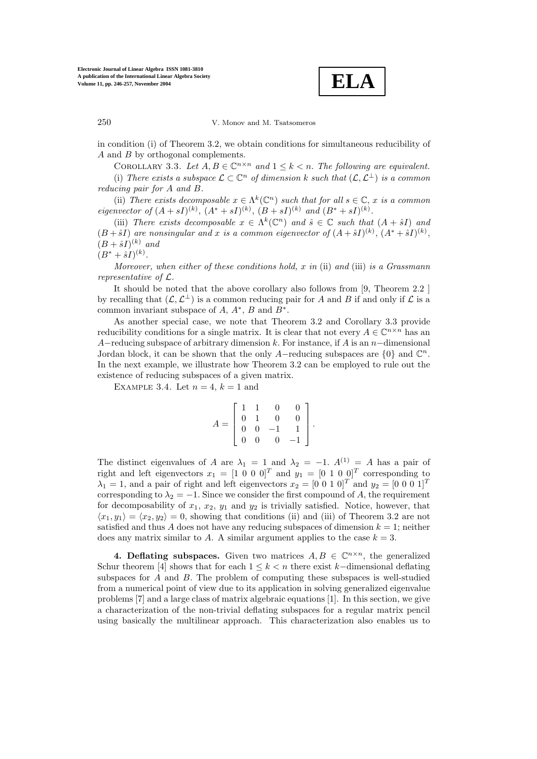in condition (i) of Theorem 3.2, we obtain conditions for simultaneous reducibility of $A$ and $B$ by orthogonal complements.

Corollary 3.3. *Let $A, B \in \mathbb{C}^{n\times n}$ and $1 \le k < n$. The following are equivalent.*

(i) *There exists a subspace $\mathcal{L} \subset \mathbb{C}^n$ of dimension $k$ such that $(\mathcal{L}, \mathcal{L}^\perp)$ is a common reducing pair for $A$ and $B$.*

(ii) *There exists decomposable $x \in \Lambda^k(\mathbb{C}^n)$ such that for all $s \in \mathbb{C}$, $x$ is a common eigenvector of $(A+sI)^{(k)}$, $(A^*+sI)^{(k)}$, $(B+sI)^{(k)}$ and $(B^*+sI)^{(k)}$.*

(iii) *There exists decomposable $x \in \Lambda^k(\mathbb{C}^n)$ and $\hat{s} \in \mathbb{C}$ such that $(A+\hat{s}I)$ and $(B+\hat{s}I)$ are nonsingular and $x$ is a common eigenvector of $(A+\hat{s}I)^{(k)}$, $(A^*+\hat{s}I)^{(k)}$, $(B+\hat{s}I)^{(k)}$ and $(B^*+\hat{s}I)^{(k)}$.*

*Moreover, when either of these conditions hold, $x$ in* (ii) *and* (iii) *is a Grassmann representative of $\mathcal{L}$.*

It should be noted that the above corollary also follows from [9, Theorem 2.2 ] by recalling that $(\mathcal{L}, \mathcal{L}^\perp)$ is a common reducing pair for $A$ and $B$ if and only if $\mathcal{L}$ is a common invariant subspace of $A$, $A^*$, $B$ and $B^*$.

As another special case, we note that Theorem 3.2 and Corollary 3.3 provide reducibility conditions for a single matrix. It is clear that not every $A \in \mathbb{C}^{n\times n}$ has an $A-$reducing subspace of arbitrary dimension $k$. For instance, if $A$ is an $n-$dimensional Jordan block, it can be shown that the only $A-$reducing subspaces are $\{0\}$ and $\mathbb{C}^n$. In the next example, we illustrate how Theorem 3.2 can be employed to rule out the existence of reducing subspaces of a given matrix.

Example 3.4. Let $n = 4$, $k = 1$ and

$$A = \begin{bmatrix} 1 & 1 & 0 & 0 \\ 0 & 1 & 0 & 0 \\ 0 & 0 & -1 & 1 \\ 0 & 0 & 0 & -1 \end{bmatrix}.$$

The distinct eigenvalues of $A$ are $\lambda_1 = 1$ and $\lambda_2 = -1$. $A^{(1)} = A$ has a pair of right and left eigenvectors $x_1 = [1\ 0\ 0\ 0]^T$ and $y_1 = [0\ 1\ 0\ 0]^T$ corresponding to $\lambda_1 = 1$, and a pair of right and left eigenvectors $x_2 = [0\ 0\ 1\ 0]^T$ and $y_2 = [0\ 0\ 0\ 1]^T$ corresponding to $\lambda_2 = -1$. Since we consider the first compound of $A$, the requirement for decomposability of $x_1$, $x_2$, $y_1$ and $y_2$ is trivially satisfied. Notice, however, that $\langle x_1, y_1\rangle = \langle x_2, y_2\rangle = 0$, showing that conditions (ii) and (iii) of Theorem 3.2 are not satisfied and thus $A$ does not have any reducing subspaces of dimension $k = 1$; neither does any matrix similar to $A$. A similar argument applies to the case $k = 3$.

**4. Deflating subspaces.** Given two matrices $A, B \in \mathbb{C}^{n\times n}$, the generalized Schur theorem [4] shows that for each $1 \le k < n$ there exist $k-$dimensional deflating subspaces for $A$ and $B$. The problem of computing these subspaces is well-studied from a numerical point of view due to its application in solving generalized eigenvalue problems [7] and a large class of matrix algebraic equations [1]. In this section, we give a characterization of the non-trivial deflating subspaces for a regular matrix pencil using basically the multilinear approach. This characterization also enables us to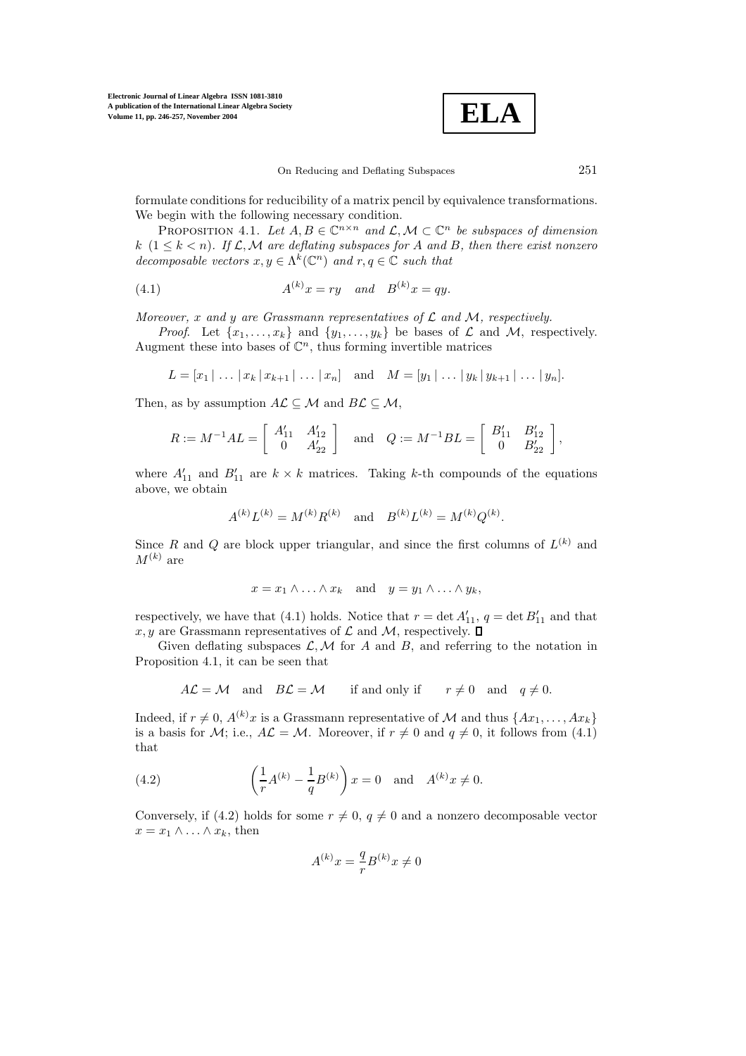formulate conditions for reducibility of a matrix pencil by equivalence transformations. We begin with the following necessary condition.

PROPOSITION 4.1. *Let $A, B \in \mathbb{C}^{n\times n}$ and $\mathcal{L}, \mathcal{M} \subset \mathbb{C}^n$ be subspaces of dimension $k$ $(1 \leq k < n)$. If $\mathcal{L}, \mathcal{M}$ are deflating subspaces for $A$ and $B$, then there exist nonzero decomposable vectors $x, y \in \Lambda^k(\mathbb{C}^n)$ and $r, q \in \mathbb{C}$ such that*

$$A^{(k)}x = ry \quad \text{and} \quad B^{(k)}x = qy. \tag{4.1}$$

*Moreover, $x$ and $y$ are Grassmann representatives of $\mathcal{L}$ and $\mathcal{M}$, respectively.*

*Proof*. Let $\{x_1, \ldots, x_k\}$ and $\{y_1, \ldots, y_k\}$ be bases of $\mathcal{L}$ and $\mathcal{M}$, respectively. Augment these into bases of $\mathbb{C}^n$, thus forming invertible matrices

$$L = [x_1 \,|\, \ldots \,|\, x_k \,|\, x_{k+1} \,|\, \ldots \,|\, x_n] \quad \text{and} \quad M = [y_1 \,|\, \ldots \,|\, y_k \,|\, y_{k+1} \,|\, \ldots \,|\, y_n].$$

Then, as by assumption $A\mathcal{L} \subseteq \mathcal{M}$ and $B\mathcal{L} \subseteq \mathcal{M}$,

$$R := M^{-1}AL = \begin{bmatrix} A'_{11} & A'_{12} \\ 0 & A'_{22} \end{bmatrix} \quad \text{and} \quad Q := M^{-1}BL = \begin{bmatrix} B'_{11} & B'_{12} \\ 0 & B'_{22} \end{bmatrix},$$

where $A'_{11}$ and $B'_{11}$ are $k \times k$ matrices. Taking $k$-th compounds of the equations above, we obtain

$$A^{(k)}L^{(k)} = M^{(k)}R^{(k)} \quad \text{and} \quad B^{(k)}L^{(k)} = M^{(k)}Q^{(k)}.$$

Since $R$ and $Q$ are block upper triangular, and since the first columns of $L^{(k)}$ and $M^{(k)}$ are

$$x = x_1 \wedge \ldots \wedge x_k \quad \text{and} \quad y = y_1 \wedge \ldots \wedge y_k,$$

respectively, we have that (4.1) holds. Notice that $r = \det A'_{11}$, $q = \det B'_{11}$ and that $x, y$ are Grassmann representatives of $\mathcal{L}$ and $\mathcal{M}$, respectively. ∎

Given deflating subspaces $\mathcal{L}, \mathcal{M}$ for $A$ and $B$, and referring to the notation in Proposition 4.1, it can be seen that

$$A\mathcal{L} = \mathcal{M} \quad \text{and} \quad B\mathcal{L} = \mathcal{M} \qquad \text{if and only if} \qquad r \neq 0 \quad \text{and} \quad q \neq 0.$$

Indeed, if $r \neq 0$, $A^{(k)}x$ is a Grassmann representative of $\mathcal{M}$ and thus $\{Ax_1, \ldots, Ax_k\}$ is a basis for $\mathcal{M}$; i.e., $A\mathcal{L} = \mathcal{M}$. Moreover, if $r \neq 0$ and $q \neq 0$, it follows from (4.1) that

$$\left(\frac{1}{r}A^{(k)} - \frac{1}{q}B^{(k)}\right)x = 0 \quad \text{and} \quad A^{(k)}x \neq 0. \tag{4.2}$$

Conversely, if (4.2) holds for some $r \neq 0$, $q \neq 0$ and a nonzero decomposable vector $x = x_1 \wedge \ldots \wedge x_k$, then

$$A^{(k)}x = \frac{q}{r}B^{(k)}x \neq 0$$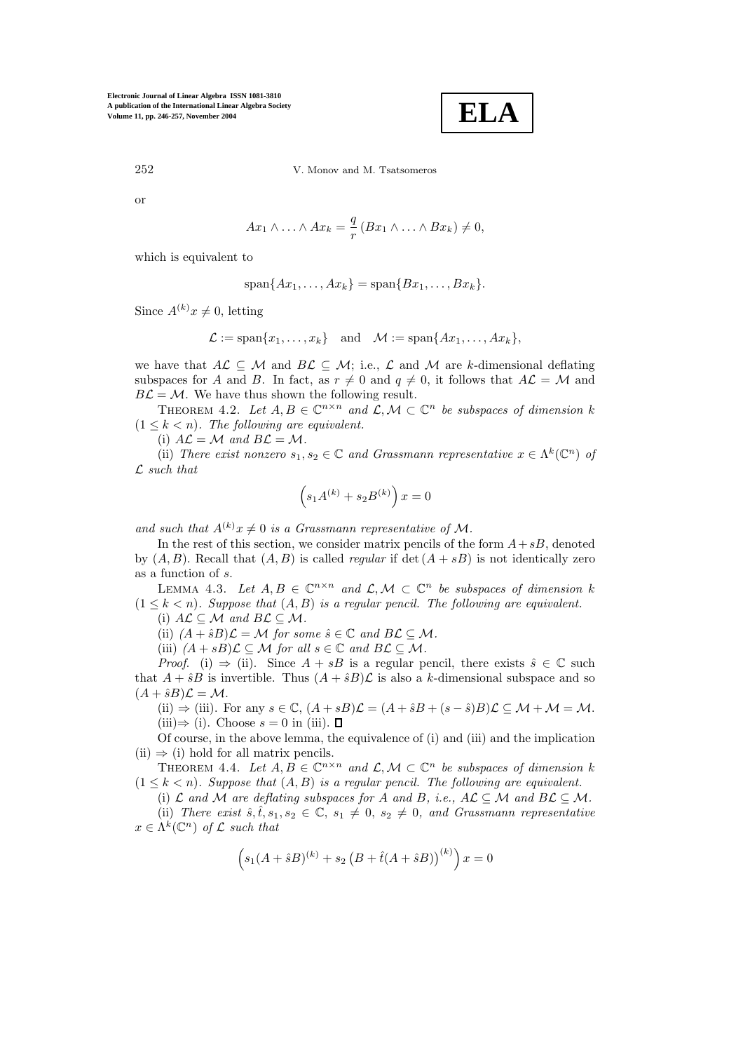or

$$Ax_1 \wedge \ldots \wedge Ax_k = \frac{q}{r}\,(Bx_1 \wedge \ldots \wedge Bx_k) \neq 0,$$

which is equivalent to

$$\operatorname{span}\{Ax_1, \ldots, Ax_k\} = \operatorname{span}\{Bx_1, \ldots, Bx_k\}.$$

Since $A^{(k)}x \neq 0$, letting

$$\mathcal{L} := \operatorname{span}\{x_1, \ldots, x_k\} \quad \text{and} \quad \mathcal{M} := \operatorname{span}\{Ax_1, \ldots, Ax_k\},$$

we have that $A\mathcal{L} \subseteq \mathcal{M}$ and $B\mathcal{L} \subseteq \mathcal{M}$; i.e., $\mathcal{L}$ and $\mathcal{M}$ are $k$-dimensional deflating subspaces for $A$ and $B$. In fact, as $r \neq 0$ and $q \neq 0$, it follows that $A\mathcal{L} = \mathcal{M}$ and $B\mathcal{L} = \mathcal{M}$. We have thus shown the following result.

Theorem 4.2. *Let $A, B \in \mathbb{C}^{n \times n}$ and $\mathcal{L}, \mathcal{M} \subset \mathbb{C}^n$ be subspaces of dimension $k$ $(1 \leq k < n)$. The following are equivalent.*

(i) *$A\mathcal{L} = \mathcal{M}$ and $B\mathcal{L} = \mathcal{M}$.*

(ii) *There exist nonzero $s_1, s_2 \in \mathbb{C}$ and Grassmann representative $x \in \Lambda^k(\mathbb{C}^n)$ of $\mathcal{L}$ such that*

$$\left(s_1 A^{(k)} + s_2 B^{(k)}\right) x = 0$$

*and such that $A^{(k)}x \neq 0$ is a Grassmann representative of $\mathcal{M}$.*

In the rest of this section, we consider matrix pencils of the form $A + sB$, denoted by $(A, B)$. Recall that $(A, B)$ is called *regular* if $\det(A + sB)$ is not identically zero as a function of $s$.

Lemma 4.3. *Let $A, B \in \mathbb{C}^{n \times n}$ and $\mathcal{L}, \mathcal{M} \subset \mathbb{C}^n$ be subspaces of dimension $k$ $(1 \leq k < n)$. Suppose that $(A, B)$ is a regular pencil. The following are equivalent.*

(i) *$A\mathcal{L} \subseteq \mathcal{M}$ and $B\mathcal{L} \subseteq \mathcal{M}$.*

(ii) *$(A + \hat{s}B)\mathcal{L} = \mathcal{M}$ for some $\hat{s} \in \mathbb{C}$ and $B\mathcal{L} \subseteq \mathcal{M}$.*

(iii) *$(A + sB)\mathcal{L} \subseteq \mathcal{M}$ for all $s \in \mathbb{C}$ and $B\mathcal{L} \subseteq \mathcal{M}$.*

*Proof.* (i) $\Rightarrow$ (ii). Since $A + sB$ is a regular pencil, there exists $\hat{s} \in \mathbb{C}$ such that $A + \hat{s}B$ is invertible. Thus $(A + \hat{s}B)\mathcal{L}$ is also a $k$-dimensional subspace and so $(A + \hat{s}B)\mathcal{L} = \mathcal{M}$.

(ii) $\Rightarrow$ (iii). For any $s \in \mathbb{C}$, $(A + sB)\mathcal{L} = (A + \hat{s}B + (s - \hat{s})B)\mathcal{L} \subseteq \mathcal{M} + \mathcal{M} = \mathcal{M}$.

(iii)$\Rightarrow$ (i). Choose $s = 0$ in (iii). $\square$

Of course, in the above lemma, the equivalence of (i) and (iii) and the implication (ii) $\Rightarrow$ (i) hold for all matrix pencils.

Theorem 4.4. *Let $A, B \in \mathbb{C}^{n \times n}$ and $\mathcal{L}, \mathcal{M} \subset \mathbb{C}^n$ be subspaces of dimension $k$ $(1 \leq k < n)$. Suppose that $(A, B)$ is a regular pencil. The following are equivalent.*

(i) *$\mathcal{L}$ and $\mathcal{M}$ are deflating subspaces for $A$ and $B$, i.e., $A\mathcal{L} \subseteq \mathcal{M}$ and $B\mathcal{L} \subseteq \mathcal{M}$.*

(ii) *There exist $\hat{s}, \hat{t}, s_1, s_2 \in \mathbb{C}$, $s_1 \neq 0$, $s_2 \neq 0$, and Grassmann representative $x \in \Lambda^k(\mathbb{C}^n)$ of $\mathcal{L}$ such that*

$$\left(s_1 (A + \hat{s}B)^{(k)} + s_2 \left(B + \hat{t}(A + \hat{s}B)\right)^{(k)}\right) x = 0$$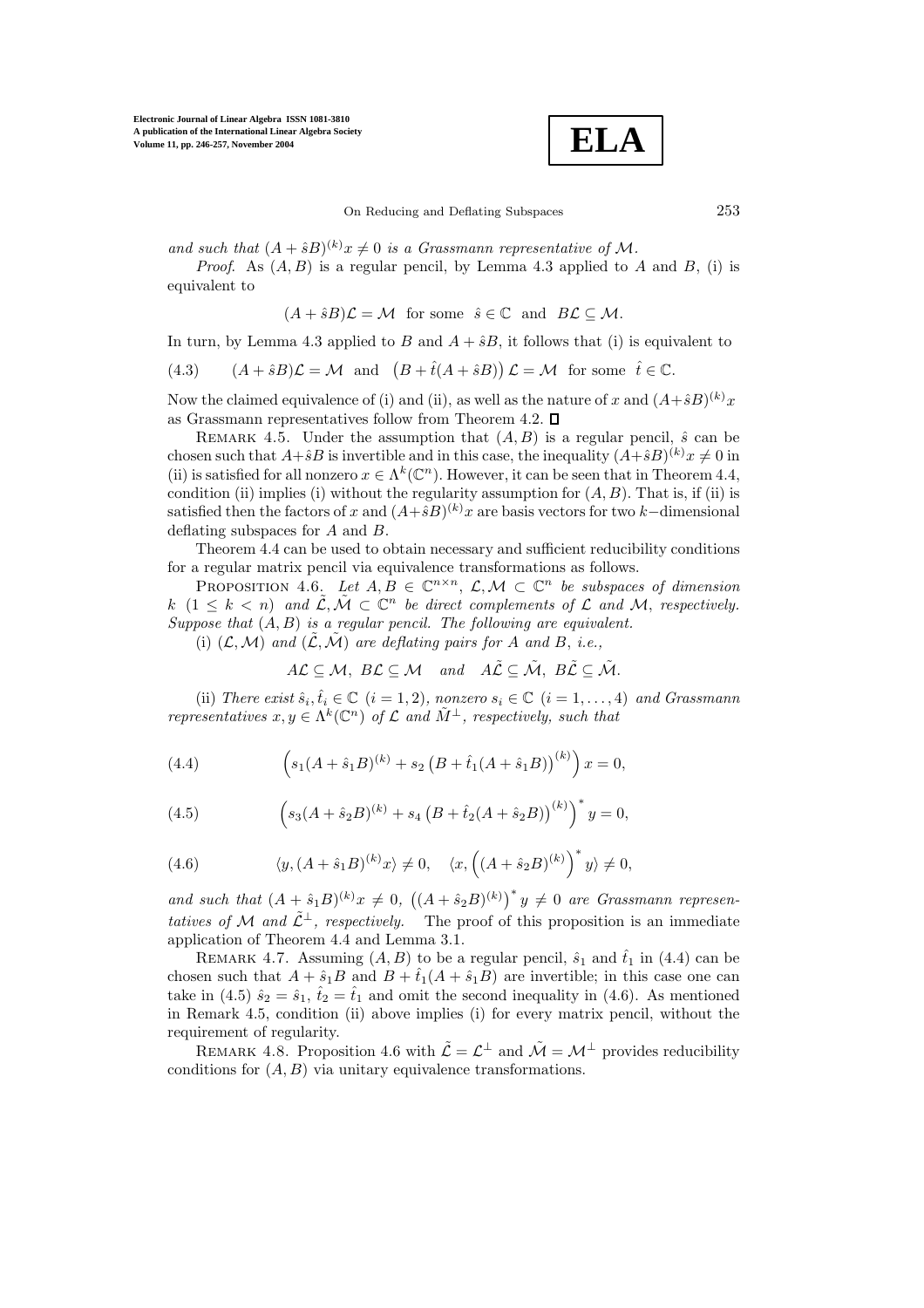*and such that $(A+\hat{s}B)^{(k)}x \neq 0$ is a Grassmann representative of $\mathcal{M}$.*

*Proof.* As $(A,B)$ is a regular pencil, by Lemma 4.3 applied to $A$ and $B$, (i) is equivalent to

$$(A+\hat{s}B)\mathcal{L} = \mathcal{M} \quad \text{for some} \quad \hat{s} \in \mathbb{C} \quad \text{and} \quad B\mathcal{L} \subseteq \mathcal{M}.$$

In turn, by Lemma 4.3 applied to $B$ and $A+\hat{s}B$, it follows that (i) is equivalent to

$$(4.3) \qquad (A+\hat{s}B)\mathcal{L} = \mathcal{M} \quad \text{and} \quad \left(B+\hat{t}(A+\hat{s}B)\right)\mathcal{L} = \mathcal{M} \quad \text{for some} \quad \hat{t} \in \mathbb{C}.$$

Now the claimed equivalence of (i) and (ii), as well as the nature of $x$ and $(A+\hat{s}B)^{(k)}x$ as Grassmann representatives follow from Theorem 4.2. ☐

REMARK 4.5. Under the assumption that $(A,B)$ is a regular pencil, $\hat{s}$ can be chosen such that $A+\hat{s}B$ is invertible and in this case, the inequality $(A+\hat{s}B)^{(k)}x \neq 0$ in (ii) is satisfied for all nonzero $x \in \Lambda^k(\mathbb{C}^n)$. However, it can be seen that in Theorem 4.4, condition (ii) implies (i) without the regularity assumption for $(A,B)$. That is, if (ii) is satisfied then the factors of $x$ and $(A+\hat{s}B)^{(k)}x$ are basis vectors for two $k-$dimensional deflating subspaces for $A$ and $B$.

Theorem 4.4 can be used to obtain necessary and sufficient reducibility conditions for a regular matrix pencil via equivalence transformations as follows.

PROPOSITION 4.6. *Let $A,B \in \mathbb{C}^{n\times n}$, $\mathcal{L},\mathcal{M} \subset \mathbb{C}^n$ be subspaces of dimension $k$ $(1 \leq k < n)$ and $\tilde{\mathcal{L}},\tilde{\mathcal{M}} \subset \mathbb{C}^n$ be direct complements of $\mathcal{L}$ and $\mathcal{M}$, respectively. Suppose that $(A,B)$ is a regular pencil. The following are equivalent.*

(i) *$(\mathcal{L},\mathcal{M})$ and $(\tilde{\mathcal{L}},\tilde{\mathcal{M}})$ are deflating pairs for $A$ and $B$, i.e.,*

$$A\mathcal{L} \subseteq \mathcal{M}, \;\; B\mathcal{L} \subseteq \mathcal{M} \quad \text{and} \quad A\tilde{\mathcal{L}} \subseteq \tilde{\mathcal{M}}, \;\; B\tilde{\mathcal{L}} \subseteq \tilde{\mathcal{M}}.$$

(ii) *There exist $\hat{s}_i, \hat{t}_i \in \mathbb{C}$ $(i=1,2)$, nonzero $s_i \in \mathbb{C}$ $(i=1,\ldots,4)$ and Grassmann representatives $x, y \in \Lambda^k(\mathbb{C}^n)$ of $\mathcal{L}$ and $\tilde{M}^\perp$, respectively, such that*

$$(4.4) \qquad \left(s_1(A+\hat{s}_1B)^{(k)} + s_2\left(B+\hat{t}_1(A+\hat{s}_1B)\right)^{(k)}\right)x = 0,$$

$$(4.5) \qquad \left(s_3(A+\hat{s}_2B)^{(k)} + s_4\left(B+\hat{t}_2(A+\hat{s}_2B)\right)^{(k)}\right)^* y = 0,$$

$$(4.6) \qquad \langle y, (A+\hat{s}_1B)^{(k)}x\rangle \neq 0, \quad \langle x, \left((A+\hat{s}_2B)^{(k)}\right)^* y\rangle \neq 0,$$

*and such that $(A+\hat{s}_1B)^{(k)}x \neq 0$, $\left((A+\hat{s}_2B)^{(k)}\right)^* y \neq 0$ are Grassmann representatives of $\mathcal{M}$ and $\tilde{\mathcal{L}}^\perp$, respectively.* The proof of this proposition is an immediate application of Theorem 4.4 and Lemma 3.1.

REMARK 4.7. Assuming $(A,B)$ to be a regular pencil, $\hat{s}_1$ and $\hat{t}_1$ in (4.4) can be chosen such that $A+\hat{s}_1B$ and $B+\hat{t}_1(A+\hat{s}_1B)$ are invertible; in this case one can take in (4.5) $\hat{s}_2 = \hat{s}_1$, $\hat{t}_2 = \hat{t}_1$ and omit the second inequality in (4.6). As mentioned in Remark 4.5, condition (ii) above implies (i) for every matrix pencil, without the requirement of regularity.

REMARK 4.8. Proposition 4.6 with $\tilde{\mathcal{L}} = \mathcal{L}^\perp$ and $\tilde{\mathcal{M}} = \mathcal{M}^\perp$ provides reducibility conditions for $(A,B)$ via unitary equivalence transformations.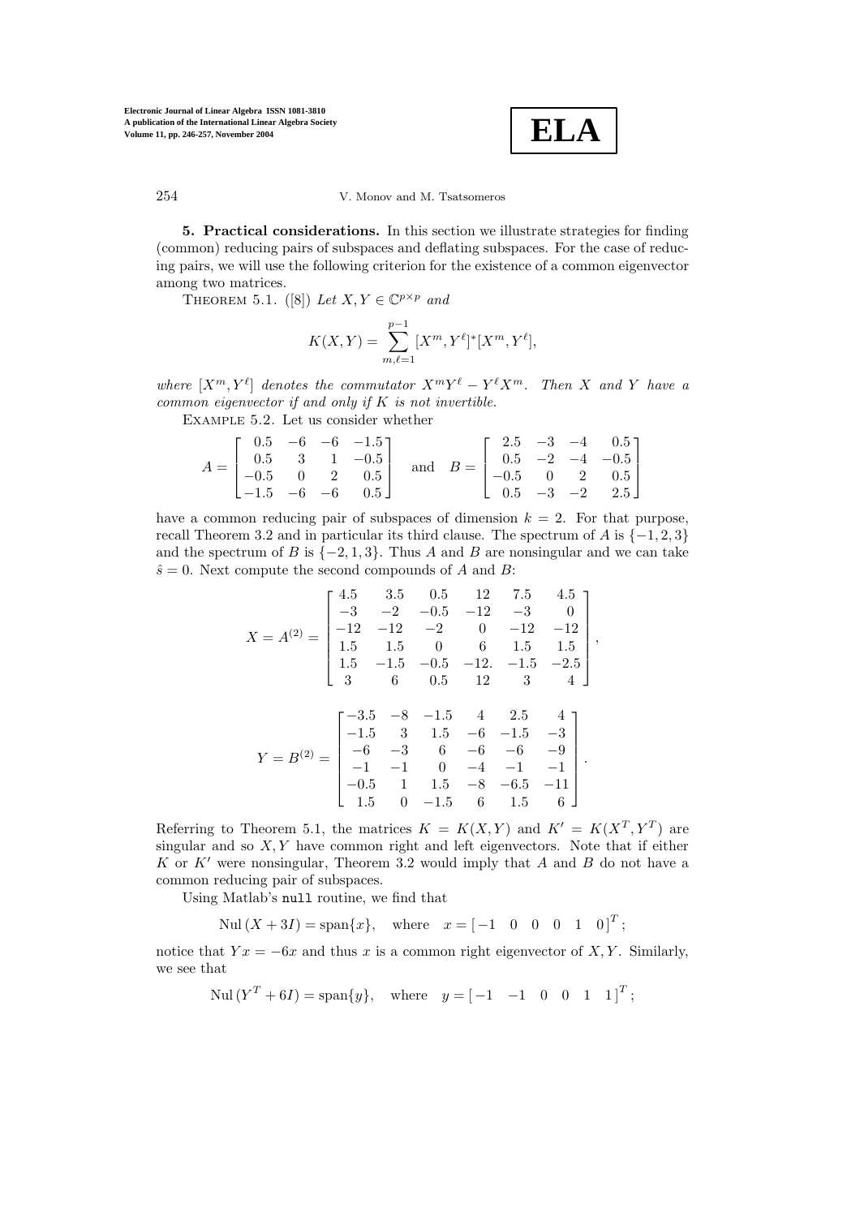**5. Practical considerations.** In this section we illustrate strategies for finding (common) reducing pairs of subspaces and deflating subspaces. For the case of reducing pairs, we will use the following criterion for the existence of a common eigenvector among two matrices.

THEOREM 5.1. ([8]) *Let $X, Y \in \mathbb{C}^{p\times p}$ and*

$$K(X,Y) = \sum_{m,\ell=1}^{p-1} [X^m, Y^\ell]^* [X^m, Y^\ell],$$

*where $[X^m, Y^\ell]$ denotes the commutator $X^m Y^\ell - Y^\ell X^m$. Then $X$ and $Y$ have a common eigenvector if and only if $K$ is not invertible.*

EXAMPLE 5.2. Let us consider whether

$$A = \begin{bmatrix} 0.5 & -6 & -6 & -1.5 \\ 0.5 & 3 & 1 & -0.5 \\ -0.5 & 0 & 2 & 0.5 \\ -1.5 & -6 & -6 & 0.5 \end{bmatrix} \quad \text{and} \quad B = \begin{bmatrix} 2.5 & -3 & -4 & 0.5 \\ 0.5 & -2 & -4 & -0.5 \\ -0.5 & 0 & 2 & 0.5 \\ 0.5 & -3 & -2 & 2.5 \end{bmatrix}$$

have a common reducing pair of subspaces of dimension $k = 2$. For that purpose, recall Theorem 3.2 and in particular its third clause. The spectrum of $A$ is $\{-1, 2, 3\}$ and the spectrum of $B$ is $\{-2, 1, 3\}$. Thus $A$ and $B$ are nonsingular and we can take $\hat{s} = 0$. Next compute the second compounds of $A$ and $B$:

$$X = A^{(2)} = \begin{bmatrix} 4.5 & 3.5 & 0.5 & 12 & 7.5 & 4.5 \\ -3 & -2 & -0.5 & -12 & -3 & 0 \\ -12 & -12 & -2 & 0 & -12 & -12 \\ 1.5 & 1.5 & 0 & 6 & 1.5 & 1.5 \\ 1.5 & -1.5 & -0.5 & -12. & -1.5 & -2.5 \\ 3 & 6 & 0.5 & 12 & 3 & 4 \end{bmatrix},$$

$$Y = B^{(2)} = \begin{bmatrix} -3.5 & -8 & -1.5 & 4 & 2.5 & 4 \\ -1.5 & 3 & 1.5 & -6 & -1.5 & -3 \\ -6 & -3 & 6 & -6 & -6 & -9 \\ -1 & -1 & 0 & -4 & -1 & -1 \\ -0.5 & 1 & 1.5 & -8 & -6.5 & -11 \\ 1.5 & 0 & -1.5 & 6 & 1.5 & 6 \end{bmatrix}.$$

Referring to Theorem 5.1, the matrices $K = K(X, Y)$ and $K' = K(X^T, Y^T)$ are singular and so $X, Y$ have common right and left eigenvectors. Note that if either $K$ or $K'$ were nonsingular, Theorem 3.2 would imply that $A$ and $B$ do not have a common reducing pair of subspaces.

Using Matlab's null routine, we find that

$$\text{Nul}\,(X + 3I) = \text{span}\{x\}, \quad \text{where} \quad x = [\,-1 \quad 0 \quad 0 \quad 0 \quad 1 \quad 0\,]^T;$$

notice that $Yx = -6x$ and thus $x$ is a common right eigenvector of $X, Y$. Similarly, we see that

$$\text{Nul}\,(Y^T + 6I) = \text{span}\{y\}, \quad \text{where} \quad y = [\,-1 \quad -1 \quad 0 \quad 0 \quad 1 \quad 1\,]^T;$$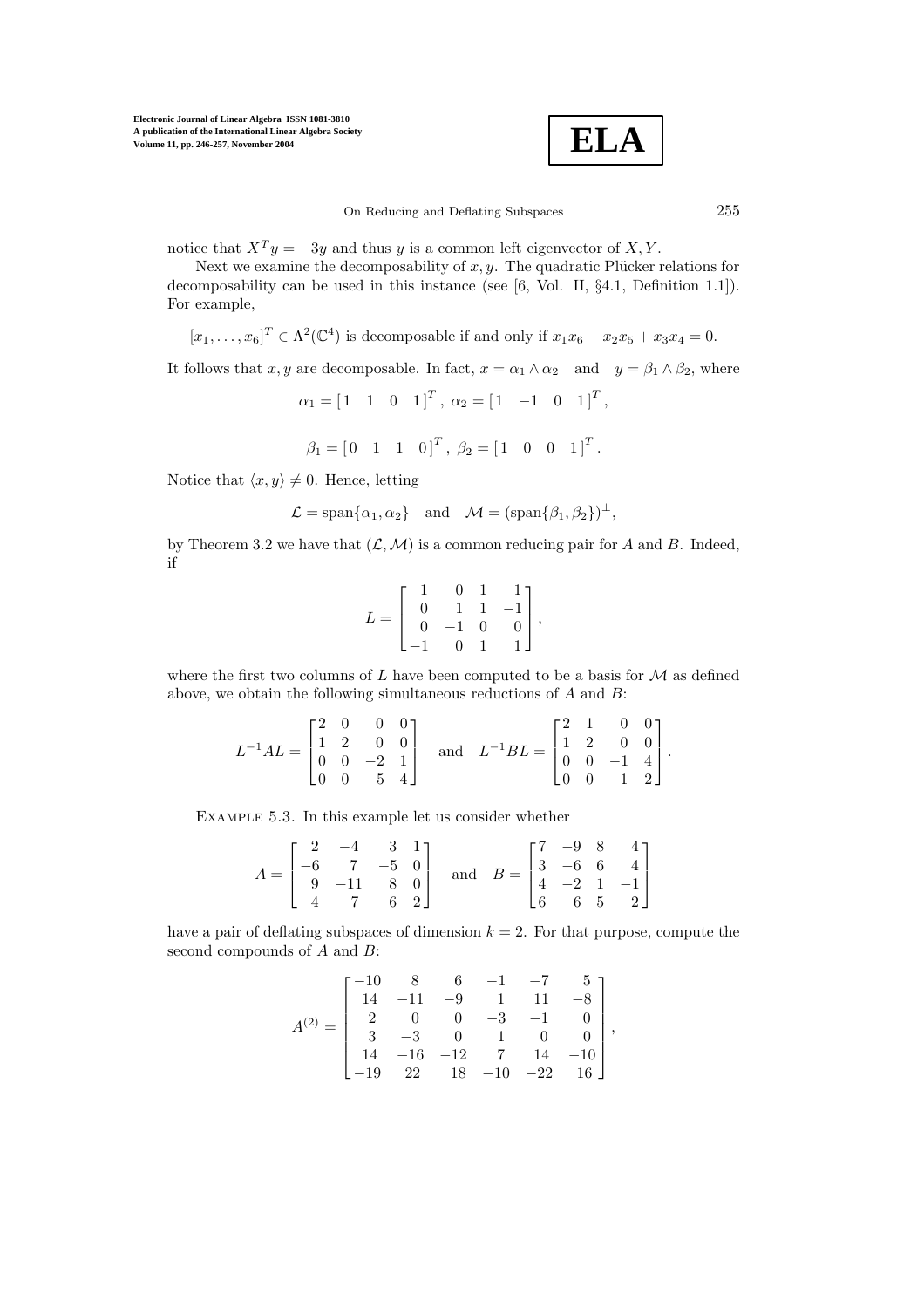notice that $X^T y = -3y$ and thus $y$ is a common left eigenvector of $X, Y$.

Next we examine the decomposability of $x, y$. The quadratic Plücker relations for decomposability can be used in this instance (see [6, Vol. II, §4.1, Definition 1.1]). For example,

$$[x_1, \ldots, x_6]^T \in \Lambda^2(\mathbb{C}^4) \text{ is decomposable if and only if } x_1x_6 - x_2x_5 + x_3x_4 = 0.$$

It follows that $x, y$ are decomposable. In fact, $x = \alpha_1 \wedge \alpha_2$ and $y = \beta_1 \wedge \beta_2$, where

$$\alpha_1 = \begin{bmatrix} 1 & 1 & 0 & 1 \end{bmatrix}^T, \ \alpha_2 = \begin{bmatrix} 1 & -1 & 0 & 1 \end{bmatrix}^T,$$

$$\beta_1 = \begin{bmatrix} 0 & 1 & 1 & 0 \end{bmatrix}^T, \ \beta_2 = \begin{bmatrix} 1 & 0 & 0 & 1 \end{bmatrix}^T.$$

Notice that $\langle x, y \rangle \neq 0$. Hence, letting

$$\mathcal{L} = \operatorname{span}\{\alpha_1, \alpha_2\} \quad \text{and} \quad \mathcal{M} = (\operatorname{span}\{\beta_1, \beta_2\})^\perp,$$

by Theorem 3.2 we have that $(\mathcal{L}, \mathcal{M})$ is a common reducing pair for $A$ and $B$. Indeed, if

$$L = \begin{bmatrix} 1 & 0 & 1 & 1 \\ 0 & 1 & 1 & -1 \\ 0 & -1 & 0 & 0 \\ -1 & 0 & 1 & 1 \end{bmatrix},$$

where the first two columns of $L$ have been computed to be a basis for $\mathcal{M}$ as defined above, we obtain the following simultaneous reductions of $A$ and $B$:

$$L^{-1}AL = \begin{bmatrix} 2 & 0 & 0 & 0 \\ 1 & 2 & 0 & 0 \\ 0 & 0 & -2 & 1 \\ 0 & 0 & -5 & 4 \end{bmatrix} \quad \text{and} \quad L^{-1}BL = \begin{bmatrix} 2 & 1 & 0 & 0 \\ 1 & 2 & 0 & 0 \\ 0 & 0 & -1 & 4 \\ 0 & 0 & 1 & 2 \end{bmatrix}.$$

Example 5.3. In this example let us consider whether

$$A = \begin{bmatrix} 2 & -4 & 3 & 1 \\ -6 & 7 & -5 & 0 \\ 9 & -11 & 8 & 0 \\ 4 & -7 & 6 & 2 \end{bmatrix} \quad \text{and} \quad B = \begin{bmatrix} 7 & -9 & 8 & 4 \\ 3 & -6 & 6 & 4 \\ 4 & -2 & 1 & -1 \\ 6 & -6 & 5 & 2 \end{bmatrix}$$

have a pair of deflating subspaces of dimension $k = 2$. For that purpose, compute the second compounds of $A$ and $B$:

$$A^{(2)} = \begin{bmatrix} -10 & 8 & 6 & -1 & -7 & 5 \\ 14 & -11 & -9 & 1 & 11 & -8 \\ 2 & 0 & 0 & -3 & -1 & 0 \\ 3 & -3 & 0 & 1 & 0 & 0 \\ 14 & -16 & -12 & 7 & 14 & -10 \\ -19 & 22 & 18 & -10 & -22 & 16 \end{bmatrix},$$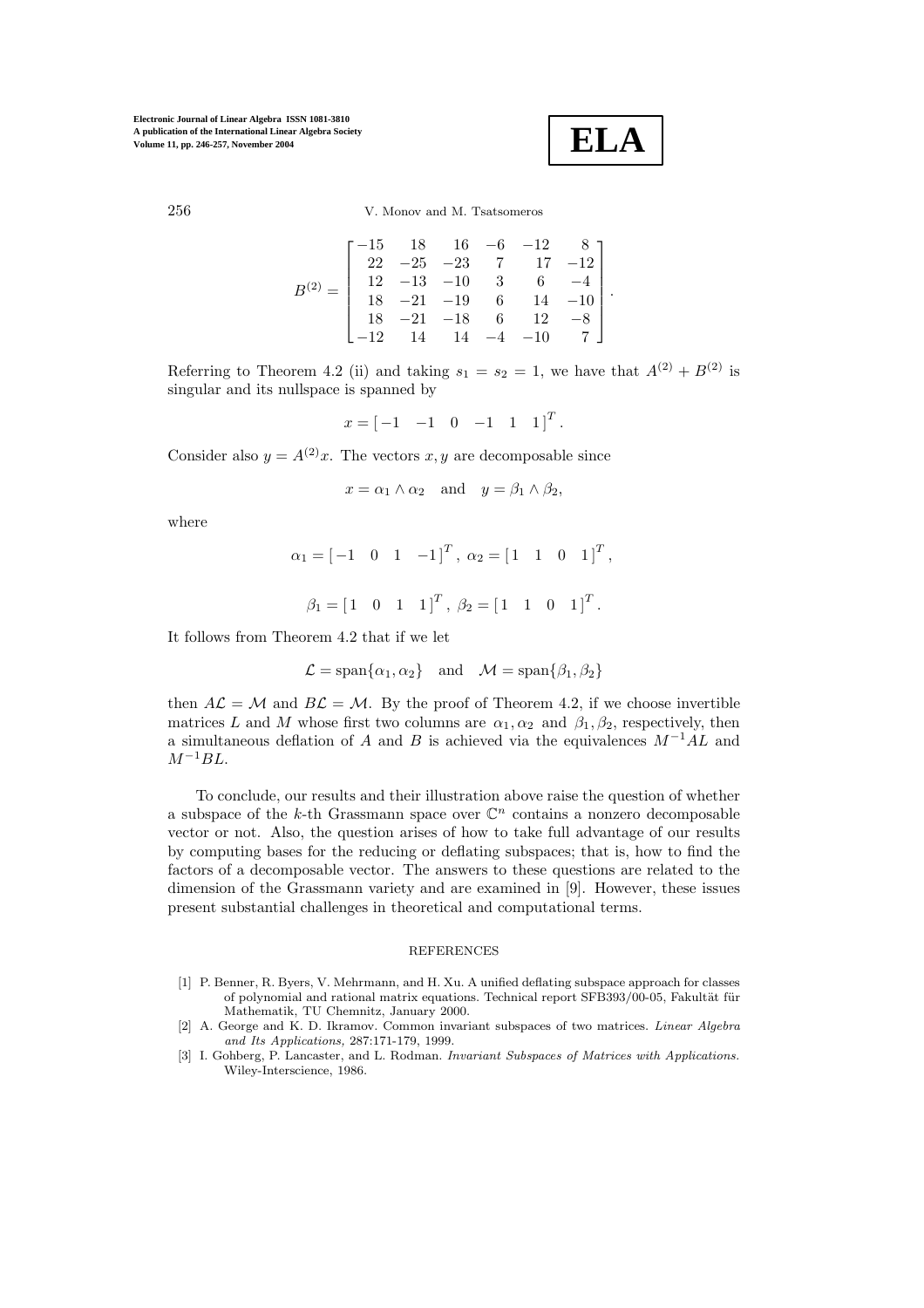$$
B^{(2)} = \begin{bmatrix} -15 & 18 & 16 & -6 & -12 & 8 \\ 22 & -25 & -23 & 7 & 17 & -12 \\ 12 & -13 & -10 & 3 & 6 & -4 \\ 18 & -21 & -19 & 6 & 14 & -10 \\ 18 & -21 & -18 & 6 & 12 & -8 \\ -12 & 14 & 14 & -4 & -10 & 7 \end{bmatrix}.
$$

Referring to Theorem 4.2 (ii) and taking $s_1 = s_2 = 1$, we have that $A^{(2)} + B^{(2)}$ is singular and its nullspace is spanned by

$$
x = \begin{bmatrix} -1 & -1 & 0 & -1 & 1 & 1 \end{bmatrix}^T.
$$

Consider also $y = A^{(2)}x$. The vectors $x, y$ are decomposable since

$$
x = \alpha_1 \wedge \alpha_2 \quad \text{and} \quad y = \beta_1 \wedge \beta_2,
$$

where

$$
\alpha_1 = \begin{bmatrix} -1 & 0 & 1 & -1 \end{bmatrix}^T, \; \alpha_2 = \begin{bmatrix} 1 & 1 & 0 & 1 \end{bmatrix}^T,
$$

$$
\beta_1 = \begin{bmatrix} 1 & 0 & 1 & 1 \end{bmatrix}^T, \; \beta_2 = \begin{bmatrix} 1 & 1 & 0 & 1 \end{bmatrix}^T.
$$

It follows from Theorem 4.2 that if we let

$$
\mathcal{L} = \operatorname{span}\{\alpha_1, \alpha_2\} \quad \text{and} \quad \mathcal{M} = \operatorname{span}\{\beta_1, \beta_2\}
$$

then $A\mathcal{L} = \mathcal{M}$ and $B\mathcal{L} = \mathcal{M}$. By the proof of Theorem 4.2, if we choose invertible matrices $L$ and $M$ whose first two columns are $\alpha_1, \alpha_2$ and $\beta_1, \beta_2$, respectively, then a simultaneous deflation of $A$ and $B$ is achieved via the equivalences $M^{-1}AL$ and $M^{-1}BL$.

To conclude, our results and their illustration above raise the question of whether a subspace of the $k$-th Grassmann space over $\mathbb{C}^n$ contains a nonzero decomposable vector or not. Also, the question arises of how to take full advantage of our results by computing bases for the reducing or deflating subspaces; that is, how to find the factors of a decomposable vector. The answers to these questions are related to the dimension of the Grassmann variety and are examined in [9]. However, these issues present substantial challenges in theoretical and computational terms.

## REFERENCES

[1] P. Benner, R. Byers, V. Mehrmann, and H. Xu. A unified deflating subspace approach for classes of polynomial and rational matrix equations. Technical report SFB393/00-05, Fakultät für Mathematik, TU Chemnitz, January 2000.

[2] A. George and K. D. Ikramov. Common invariant subspaces of two matrices. *Linear Algebra and Its Applications,* 287:171-179, 1999.

[3] I. Gohberg, P. Lancaster, and L. Rodman. *Invariant Subspaces of Matrices with Applications.* Wiley-Interscience, 1986.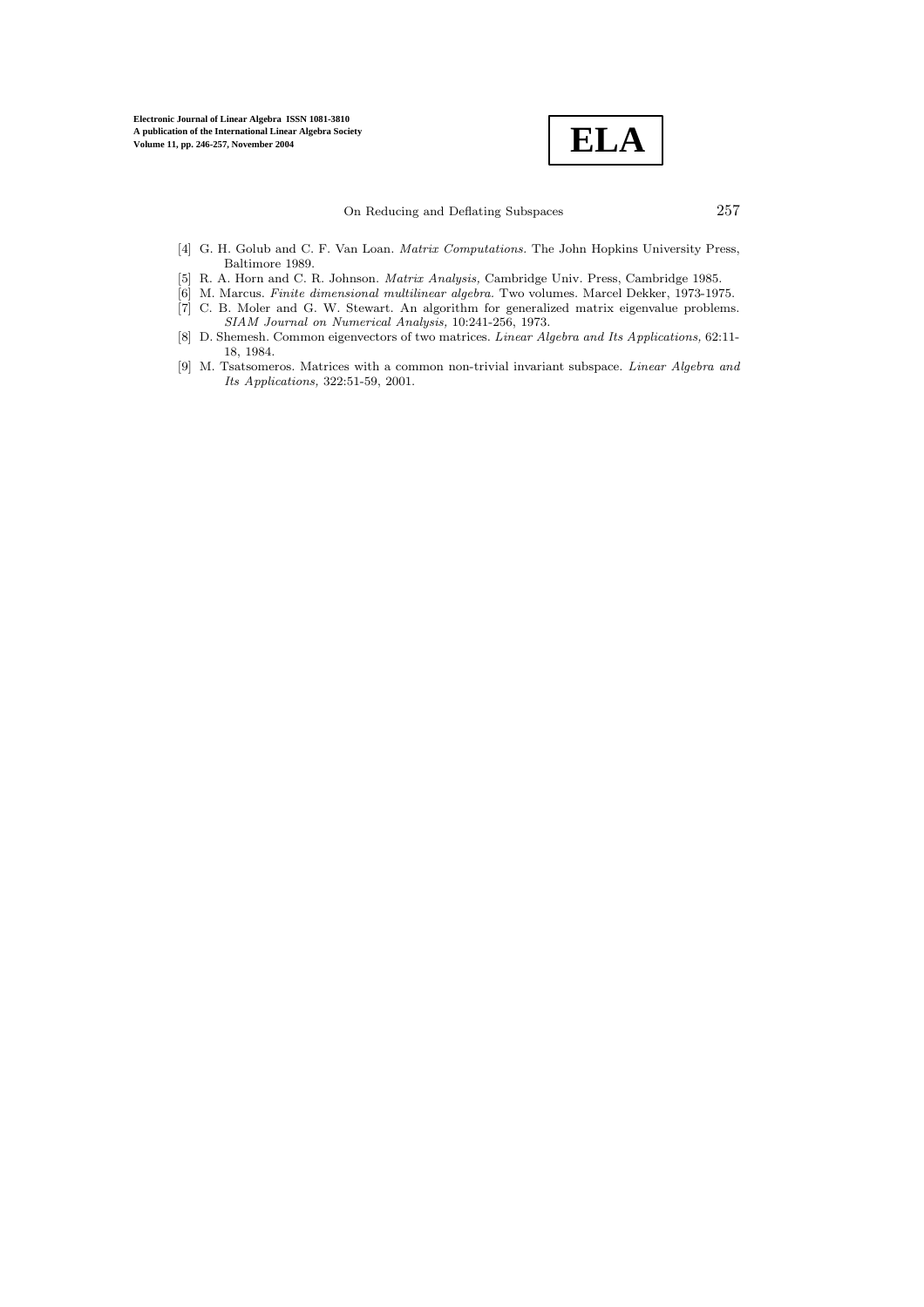[4] G. H. Golub and C. F. Van Loan. *Matrix Computations.* The John Hopkins University Press, Baltimore 1989.

[5] R. A. Horn and C. R. Johnson. *Matrix Analysis,* Cambridge Univ. Press, Cambridge 1985.

[6] M. Marcus. *Finite dimensional multilinear algebra.* Two volumes. Marcel Dekker, 1973-1975.

[7] C. B. Moler and G. W. Stewart. An algorithm for generalized matrix eigenvalue problems. *SIAM Journal on Numerical Analysis,* 10:241-256, 1973.

[8] D. Shemesh. Common eigenvectors of two matrices. *Linear Algebra and Its Applications,* 62:11-18, 1984.

[9] M. Tsatsomeros. Matrices with a common non-trivial invariant subspace. *Linear Algebra and Its Applications,* 322:51-59, 2001.